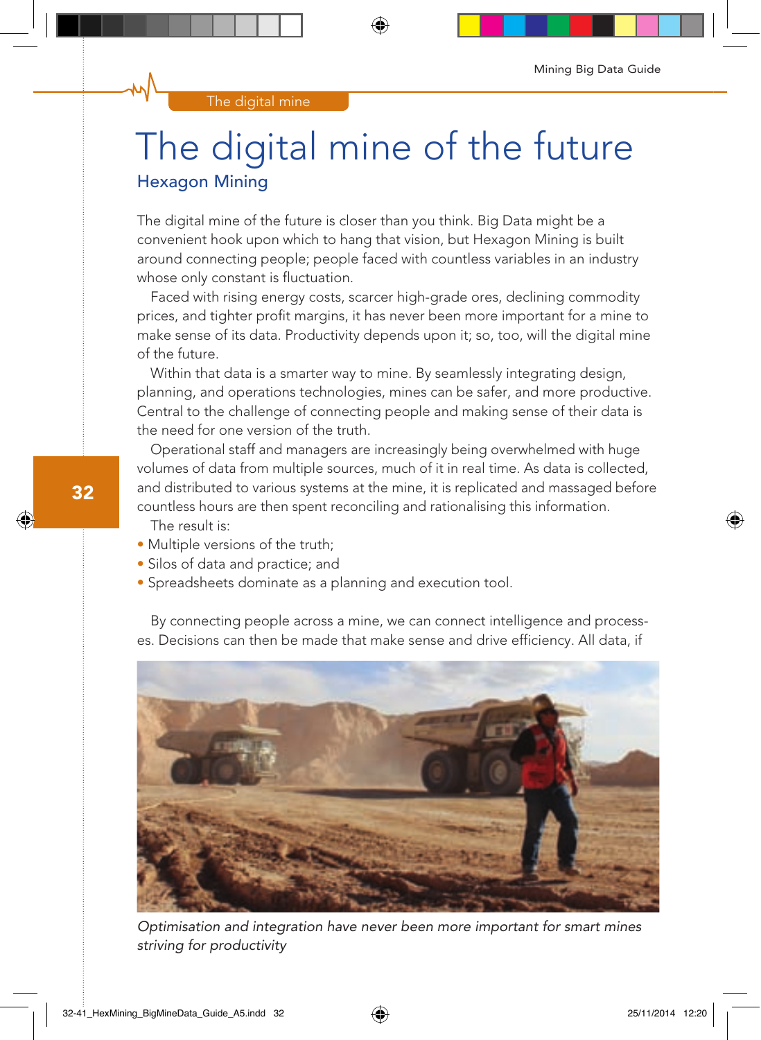The digital mine

# The digital mine of the future

## Hexagon Mining

The digital mine of the future is closer than you think. Big Data might be a convenient hook upon which to hang that vision, but Hexagon Mining is built around connecting people; people faced with countless variables in an industry whose only constant is fluctuation.

Faced with rising energy costs, scarcer high-grade ores, declining commodity prices, and tighter profit margins, it has never been more important for a mine to make sense of its data. Productivity depends upon it; so, too, will the digital mine of the future.

Within that data is a smarter way to mine. By seamlessly integrating design, planning, and operations technologies, mines can be safer, and more productive. Central to the challenge of connecting people and making sense of their data is the need for one version of the truth.

Operational staff and managers are increasingly being overwhelmed with huge volumes of data from multiple sources, much of it in real time. As data is collected, and distributed to various systems at the mine, it is replicated and massaged before countless hours are then spent reconciling and rationalising this information.

The result is:

- Multiple versions of the truth;
- Silos of data and practice; and
- Spreadsheets dominate as a planning and execution tool.

By connecting people across a mine, we can connect intelligence and processes. Decisions can then be made that make sense and drive efficiency. All data, if

*Optimisation and integration have never been more important for smart mines striving for productivity*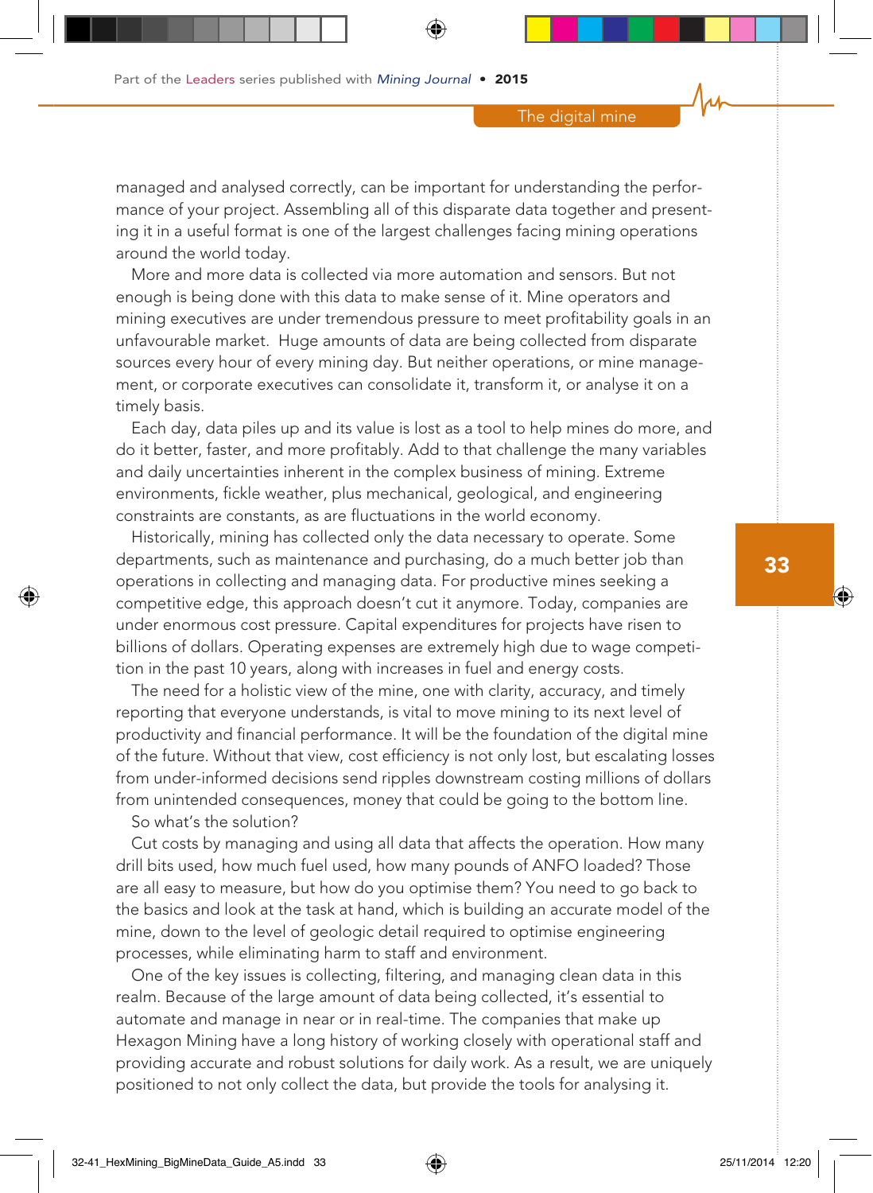managed and analysed correctly, can be important for understanding the performance of your project. Assembling all of this disparate data together and presenting it in a useful format is one of the largest challenges facing mining operations around the world today.

More and more data is collected via more automation and sensors. But not enough is being done with this data to make sense of it. Mine operators and mining executives are under tremendous pressure to meet profitability goals in an unfavourable market. Huge amounts of data are being collected from disparate sources every hour of every mining day. But neither operations, or mine management, or corporate executives can consolidate it, transform it, or analyse it on a timely basis.

Each day, data piles up and its value is lost as a tool to help mines do more, and do it better, faster, and more profitably. Add to that challenge the many variables and daily uncertainties inherent in the complex business of mining. Extreme environments, fickle weather, plus mechanical, geological, and engineering constraints are constants, as are fluctuations in the world economy.

Historically, mining has collected only the data necessary to operate. Some departments, such as maintenance and purchasing, do a much better job than operations in collecting and managing data. For productive mines seeking a competitive edge, this approach doesn't cut it anymore. Today, companies are under enormous cost pressure. Capital expenditures for projects have risen to billions of dollars. Operating expenses are extremely high due to wage competition in the past 10 years, along with increases in fuel and energy costs.

The need for a holistic view of the mine, one with clarity, accuracy, and timely reporting that everyone understands, is vital to move mining to its next level of productivity and financial performance. It will be the foundation of the digital mine of the future. Without that view, cost efficiency is not only lost, but escalating losses from under-informed decisions send ripples downstream costing millions of dollars from unintended consequences, money that could be going to the bottom line.

So what's the solution?

Cut costs by managing and using all data that affects the operation. How many drill bits used, how much fuel used, how many pounds of ANFO loaded? Those are all easy to measure, but how do you optimise them? You need to go back to the basics and look at the task at hand, which is building an accurate model of the mine, down to the level of geologic detail required to optimise engineering processes, while eliminating harm to staff and environment.

One of the key issues is collecting, filtering, and managing clean data in this realm. Because of the large amount of data being collected, it's essential to automate and manage in near or in real-time. The companies that make up Hexagon Mining have a long history of working closely with operational staff and providing accurate and robust solutions for daily work. As a result, we are uniquely positioned to not only collect the data, but provide the tools for analysing it.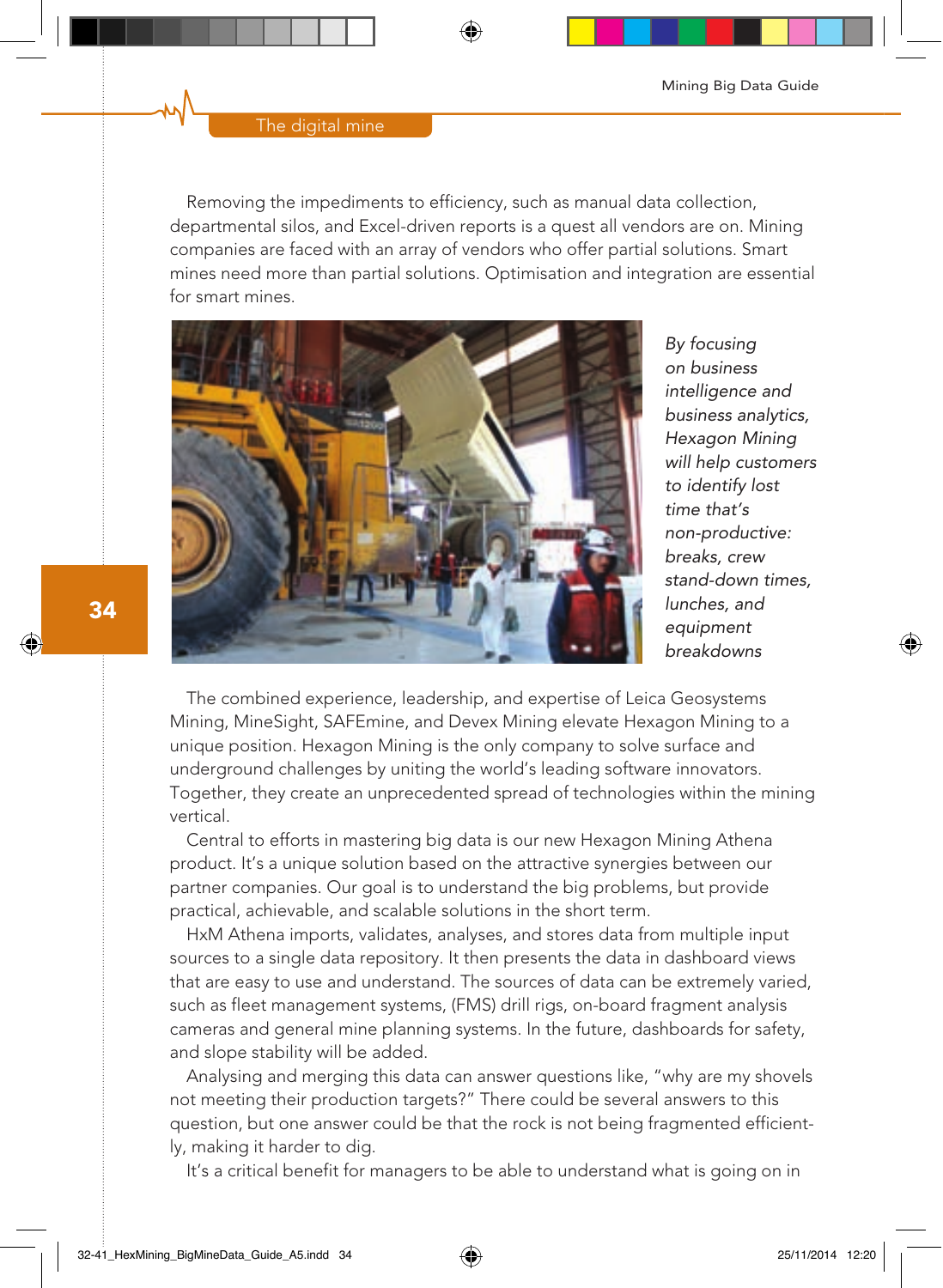Removing the impediments to efficiency, such as manual data collection, departmental silos, and Excel-driven reports is a quest all vendors are on. Mining companies are faced with an array of vendors who offer partial solutions. Smart mines need more than partial solutions. Optimisation and integration are essential for smart mines.

*By focusing on business intelligence and business analytics, Hexagon Mining will help customers to identify lost time that's non-productive: breaks, crew stand-down times, lunches, and equipment breakdowns*

The combined experience, leadership, and expertise of Leica Geosystems Mining, MineSight, SAFEmine, and Devex Mining elevate Hexagon Mining to a unique position. Hexagon Mining is the only company to solve surface and underground challenges by uniting the world's leading software innovators. Together, they create an unprecedented spread of technologies within the mining vertical.

Central to efforts in mastering big data is our new Hexagon Mining Athena product. It's a unique solution based on the attractive synergies between our partner companies. Our goal is to understand the big problems, but provide practical, achievable, and scalable solutions in the short term.

HxM Athena imports, validates, analyses, and stores data from multiple input sources to a single data repository. It then presents the data in dashboard views that are easy to use and understand. The sources of data can be extremely varied, such as fleet management systems, (FMS) drill rigs, on-board fragment analysis cameras and general mine planning systems. In the future, dashboards for safety, and slope stability will be added.

Analysing and merging this data can answer questions like, "why are my shovels not meeting their production targets?" There could be several answers to this question, but one answer could be that the rock is not being fragmented efficiently, making it harder to dig.

It's a critical benefit for managers to be able to understand what is going on in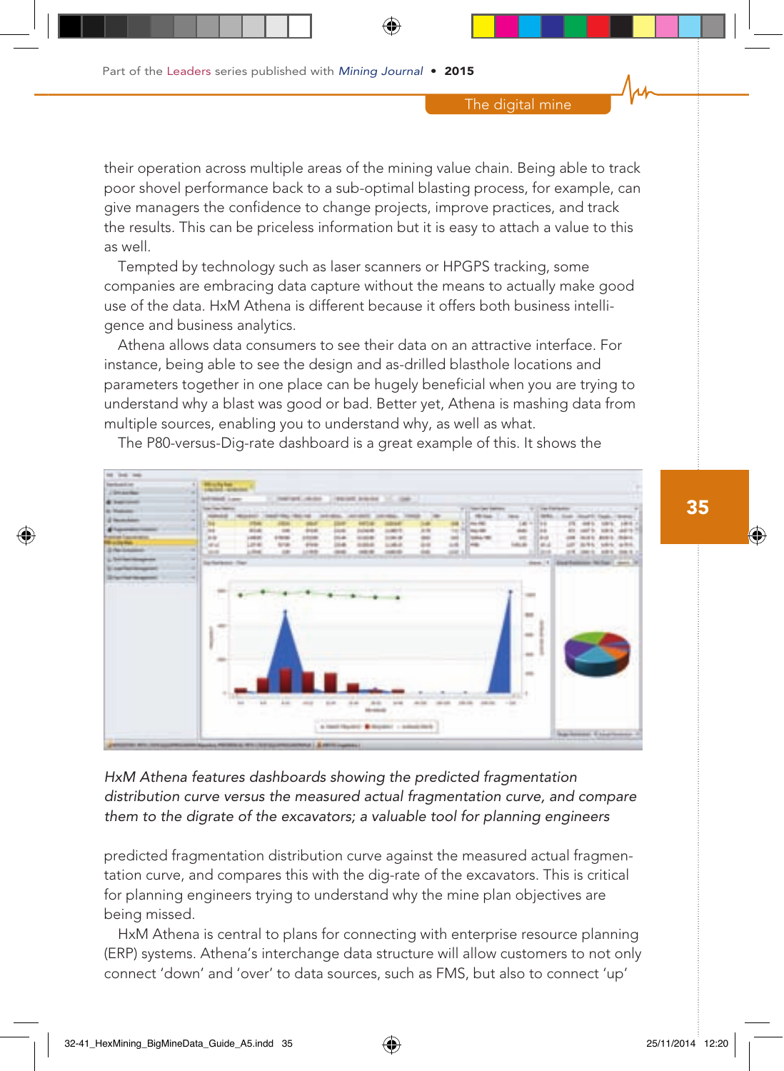their operation across multiple areas of the mining value chain. Being able to track poor shovel performance back to a sub-optimal blasting process, for example, can give managers the confidence to change projects, improve practices, and track the results. This can be priceless information but it is easy to attach a value to this as well.

Tempted by technology such as laser scanners or HPGPS tracking, some companies are embracing data capture without the means to actually make good use of the data. HxM Athena is different because it offers both business intelligence and business analytics.

Athena allows data consumers to see their data on an attractive interface. For instance, being able to see the design and as-drilled blasthole locations and parameters together in one place can be hugely beneficial when you are trying to understand why a blast was good or bad. Better yet, Athena is mashing data from multiple sources, enabling you to understand why, as well as what.

The P80-versus-Dig-rate dashboard is a great example of this. It shows the

*HxM Athena features dashboards showing the predicted fragmentation distribution curve versus the measured actual fragmentation curve, and compare them to the digrate of the excavators; a valuable tool for planning engineers*

predicted fragmentation distribution curve against the measured actual fragmentation curve, and compares this with the dig-rate of the excavators. This is critical for planning engineers trying to understand why the mine plan objectives are being missed.

HxM Athena is central to plans for connecting with enterprise resource planning (ERP) systems. Athena's interchange data structure will allow customers to not only connect 'down' and 'over' to data sources, such as FMS, but also to connect 'up'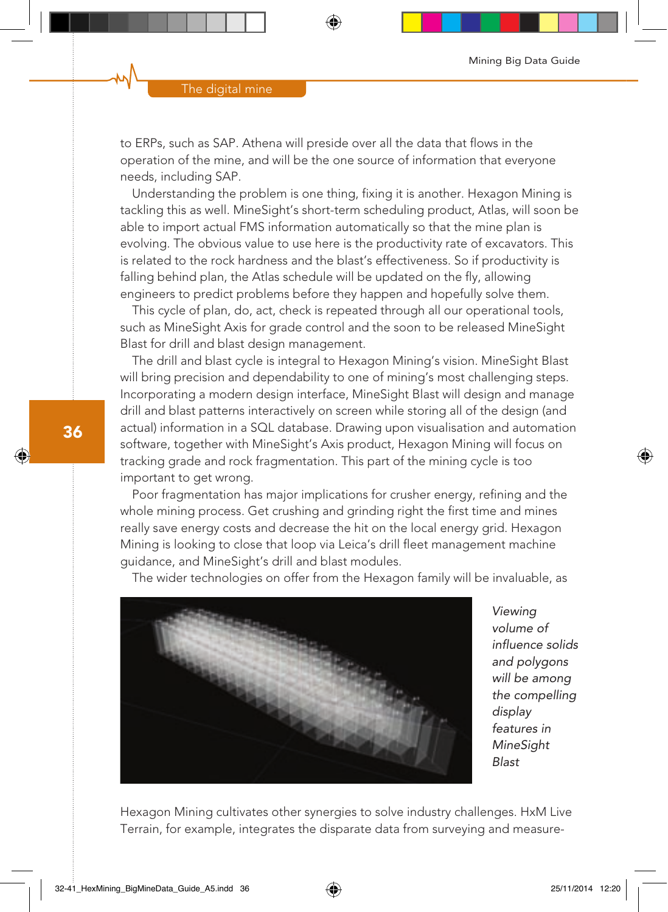to ERPs, such as SAP. Athena will preside over all the data that flows in the operation of the mine, and will be the one source of information that everyone needs, including SAP.

Understanding the problem is one thing, fixing it is another. Hexagon Mining is tackling this as well. MineSight's short-term scheduling product, Atlas, will soon be able to import actual FMS information automatically so that the mine plan is evolving. The obvious value to use here is the productivity rate of excavators. This is related to the rock hardness and the blast's effectiveness. So if productivity is falling behind plan, the Atlas schedule will be updated on the fly, allowing engineers to predict problems before they happen and hopefully solve them.

This cycle of plan, do, act, check is repeated through all our operational tools, such as MineSight Axis for grade control and the soon to be released MineSight Blast for drill and blast design management.

The drill and blast cycle is integral to Hexagon Mining's vision. MineSight Blast will bring precision and dependability to one of mining's most challenging steps. Incorporating a modern design interface, MineSight Blast will design and manage drill and blast patterns interactively on screen while storing all of the design (and actual) information in a SQL database. Drawing upon visualisation and automation software, together with MineSight's Axis product, Hexagon Mining will focus on tracking grade and rock fragmentation. This part of the mining cycle is too important to get wrong.

Poor fragmentation has major implications for crusher energy, refining and the whole mining process. Get crushing and grinding right the first time and mines really save energy costs and decrease the hit on the local energy grid. Hexagon Mining is looking to close that loop via Leica's drill fleet management machine guidance, and MineSight's drill and blast modules.

The wider technologies on offer from the Hexagon family will be invaluable, as

*Viewing volume of influence solids and polygons will be among the compelling display features in MineSight Blast*

Hexagon Mining cultivates other synergies to solve industry challenges. HxM Live Terrain, for example, integrates the disparate data from surveying and measure-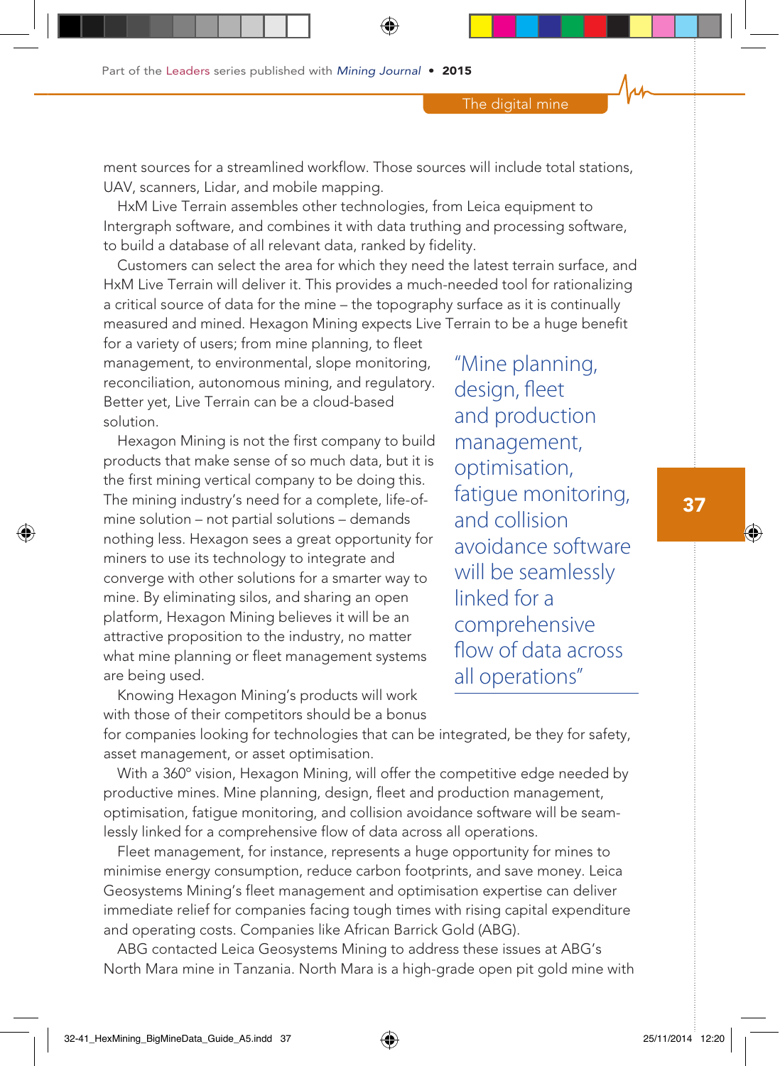ment sources for a streamlined workflow. Those sources will include total stations, UAV, scanners, Lidar, and mobile mapping.

HxM Live Terrain assembles other technologies, from Leica equipment to Intergraph software, and combines it with data truthing and processing software, to build a database of all relevant data, ranked by fidelity.

Customers can select the area for which they need the latest terrain surface, and HxM Live Terrain will deliver it. This provides a much-needed tool for rationalizing a critical source of data for the mine – the topography surface as it is continually measured and mined. Hexagon Mining expects Live Terrain to be a huge benefit for a variety of users; from mine planning, to fleet management, to environmental, slope monitoring, reconciliation, autonomous mining, and regulatory. Better yet, Live Terrain can be a cloud-based solution.

> "Mine planning, design, fleet and production management, optimisation, fatigue monitoring, and collision avoidance software will be seamlessly linked for a comprehensive flow of data across all operations"

Hexagon Mining is not the first company to build products that make sense of so much data, but it is the first mining vertical company to be doing this. The mining industry's need for a complete, life-of-mine solution – not partial solutions – demands nothing less. Hexagon sees a great opportunity for miners to use its technology to integrate and converge with other solutions for a smarter way to mine. By eliminating silos, and sharing an open platform, Hexagon Mining believes it will be an attractive proposition to the industry, no matter what mine planning or fleet management systems are being used.

Knowing Hexagon Mining's products will work with those of their competitors should be a bonus for companies looking for technologies that can be integrated, be they for safety, asset management, or asset optimisation.

With a 360° vision, Hexagon Mining, will offer the competitive edge needed by productive mines. Mine planning, design, fleet and production management, optimisation, fatigue monitoring, and collision avoidance software will be seamlessly linked for a comprehensive flow of data across all operations.

Fleet management, for instance, represents a huge opportunity for mines to minimise energy consumption, reduce carbon footprints, and save money. Leica Geosystems Mining's fleet management and optimisation expertise can deliver immediate relief for companies facing tough times with rising capital expenditure and operating costs. Companies like African Barrick Gold (ABG).

ABG contacted Leica Geosystems Mining to address these issues at ABG's North Mara mine in Tanzania. North Mara is a high-grade open pit gold mine with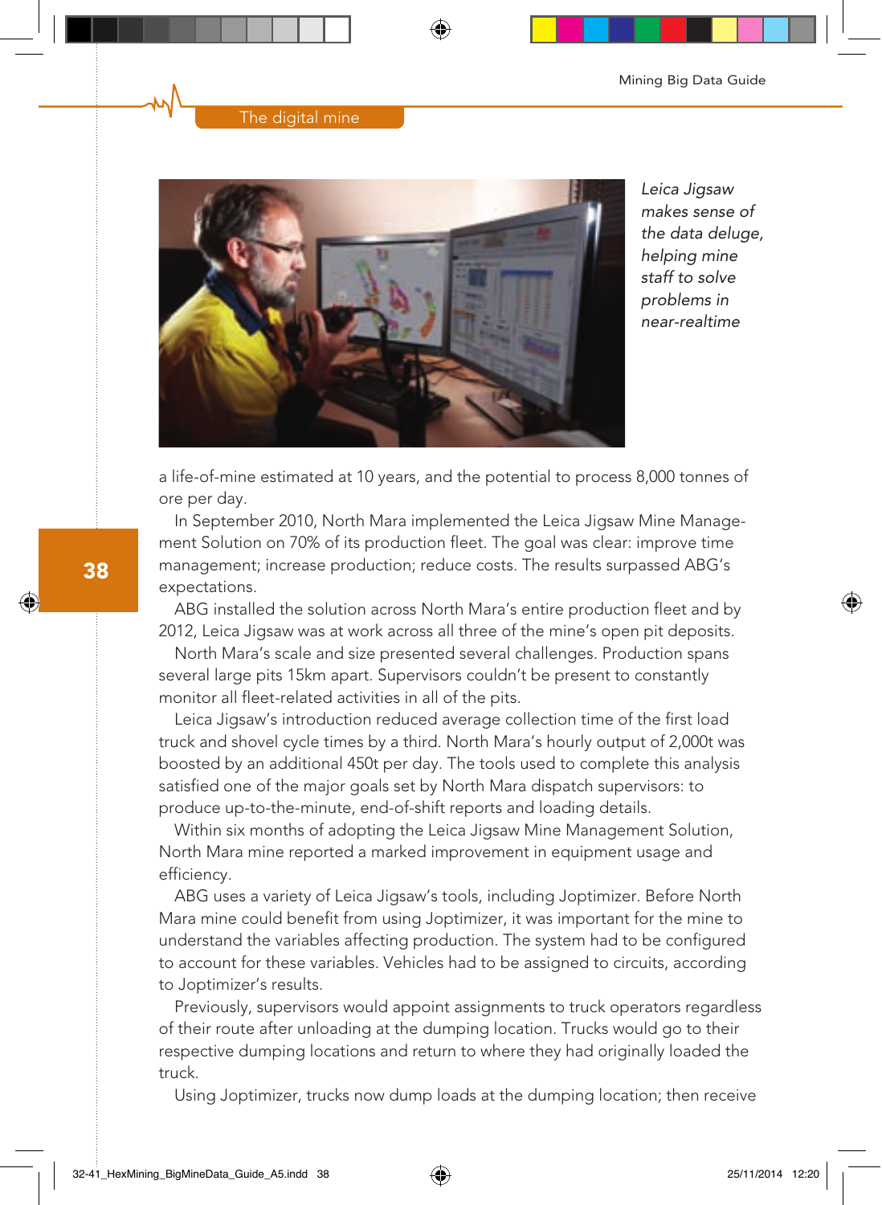*Leica Jigsaw makes sense of the data deluge, helping mine staff to solve problems in near-realtime*

a life-of-mine estimated at 10 years, and the potential to process 8,000 tonnes of ore per day.

In September 2010, North Mara implemented the Leica Jigsaw Mine Management Solution on 70% of its production fleet. The goal was clear: improve time management; increase production; reduce costs. The results surpassed ABG's expectations.

ABG installed the solution across North Mara's entire production fleet and by 2012, Leica Jigsaw was at work across all three of the mine's open pit deposits.

North Mara's scale and size presented several challenges. Production spans several large pits 15km apart. Supervisors couldn't be present to constantly monitor all fleet-related activities in all of the pits.

Leica Jigsaw's introduction reduced average collection time of the first load truck and shovel cycle times by a third. North Mara's hourly output of 2,000t was boosted by an additional 450t per day. The tools used to complete this analysis satisfied one of the major goals set by North Mara dispatch supervisors: to produce up-to-the-minute, end-of-shift reports and loading details.

Within six months of adopting the Leica Jigsaw Mine Management Solution, North Mara mine reported a marked improvement in equipment usage and efficiency.

ABG uses a variety of Leica Jigsaw's tools, including Joptimizer. Before North Mara mine could benefit from using Joptimizer, it was important for the mine to understand the variables affecting production. The system had to be configured to account for these variables. Vehicles had to be assigned to circuits, according to Joptimizer's results.

Previously, supervisors would appoint assignments to truck operators regardless of their route after unloading at the dumping location. Trucks would go to their respective dumping locations and return to where they had originally loaded the truck.

Using Joptimizer, trucks now dump loads at the dumping location; then receive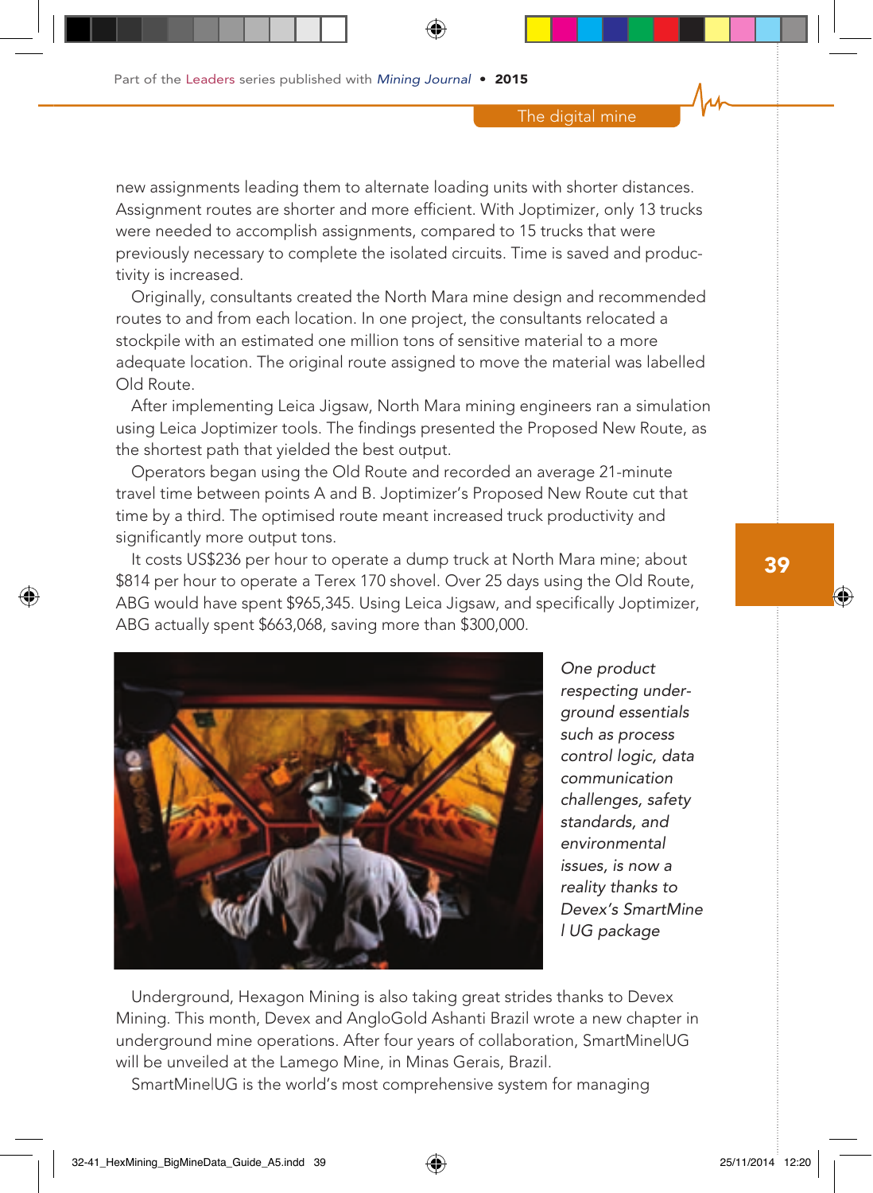new assignments leading them to alternate loading units with shorter distances. Assignment routes are shorter and more efficient. With Joptimizer, only 13 trucks were needed to accomplish assignments, compared to 15 trucks that were previously necessary to complete the isolated circuits. Time is saved and productivity is increased.

Originally, consultants created the North Mara mine design and recommended routes to and from each location. In one project, the consultants relocated a stockpile with an estimated one million tons of sensitive material to a more adequate location. The original route assigned to move the material was labelled Old Route.

After implementing Leica Jigsaw, North Mara mining engineers ran a simulation using Leica Joptimizer tools. The findings presented the Proposed New Route, as the shortest path that yielded the best output.

Operators began using the Old Route and recorded an average 21-minute travel time between points A and B. Joptimizer's Proposed New Route cut that time by a third. The optimised route meant increased truck productivity and significantly more output tons.

It costs US$236 per hour to operate a dump truck at North Mara mine; about $814 per hour to operate a Terex 170 shovel. Over 25 days using the Old Route, ABG would have spent $965,345. Using Leica Jigsaw, and specifically Joptimizer, ABG actually spent $663,068, saving more than $300,000.

*One product respecting underground essentials such as process control logic, data communication challenges, safety standards, and environmental issues, is now a reality thanks to Devex's SmartMine | UG package*

Underground, Hexagon Mining is also taking great strides thanks to Devex Mining. This month, Devex and AngloGold Ashanti Brazil wrote a new chapter in underground mine operations. After four years of collaboration, SmartMine|UG will be unveiled at the Lamego Mine, in Minas Gerais, Brazil.

SmartMine|UG is the world's most comprehensive system for managing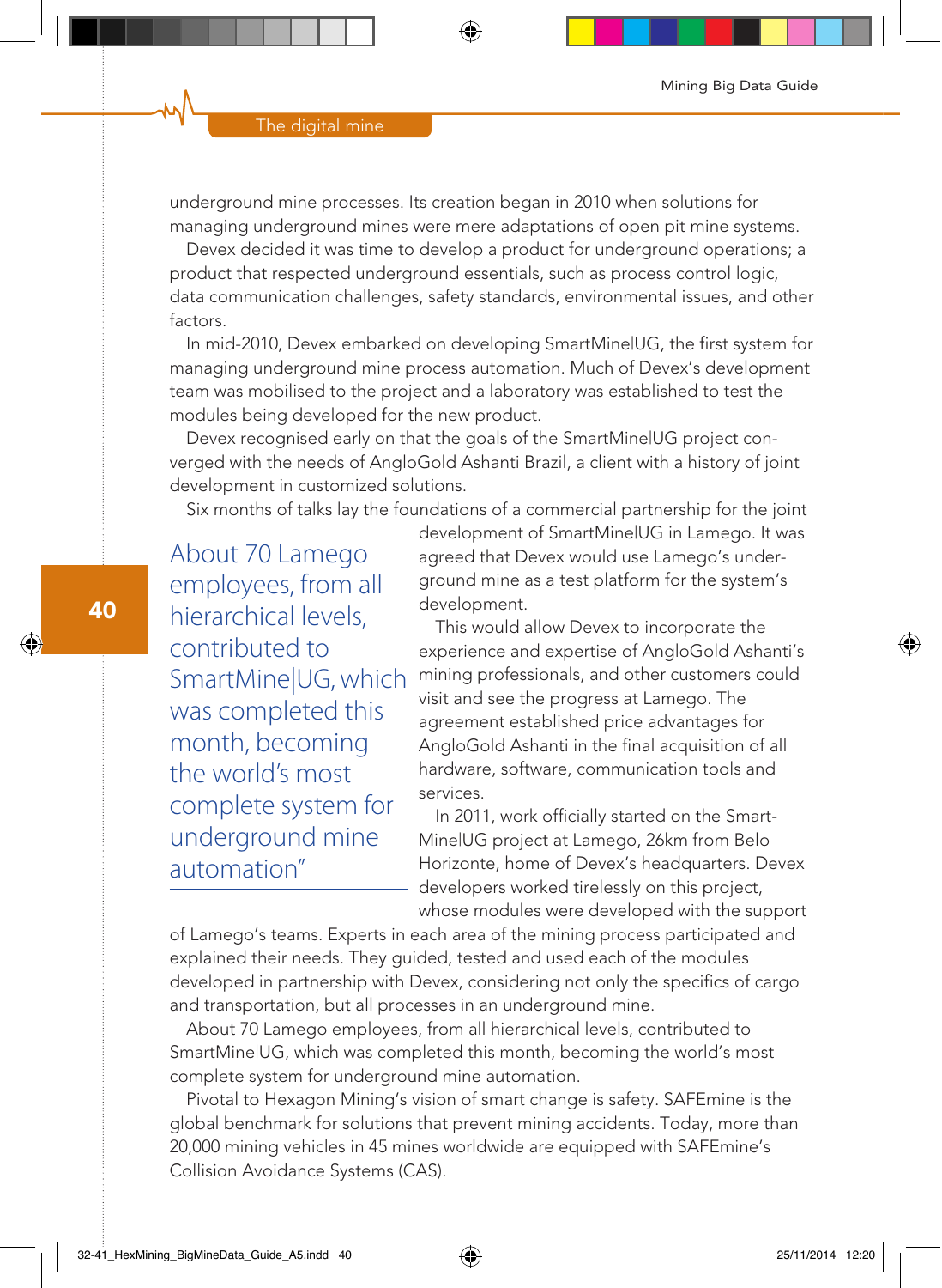underground mine processes. Its creation began in 2010 when solutions for managing underground mines were mere adaptations of open pit mine systems.

Devex decided it was time to develop a product for underground operations; a product that respected underground essentials, such as process control logic, data communication challenges, safety standards, environmental issues, and other factors.

In mid-2010, Devex embarked on developing SmartMine|UG, the first system for managing underground mine process automation. Much of Devex's development team was mobilised to the project and a laboratory was established to test the modules being developed for the new product.

Devex recognised early on that the goals of the SmartMine|UG project converged with the needs of AngloGold Ashanti Brazil, a client with a history of joint development in customized solutions.

Six months of talks lay the foundations of a commercial partnership for the joint development of SmartMine|UG in Lamego. It was agreed that Devex would use Lamego's underground mine as a test platform for the system's development.

> About 70 Lamego employees, from all hierarchical levels, contributed to SmartMine|UG, which was completed this month, becoming the world's most complete system for underground mine automation"

This would allow Devex to incorporate the experience and expertise of AngloGold Ashanti's mining professionals, and other customers could visit and see the progress at Lamego. The agreement established price advantages for AngloGold Ashanti in the final acquisition of all hardware, software, communication tools and services.

In 2011, work officially started on the SmartMine|UG project at Lamego, 26km from Belo Horizonte, home of Devex's headquarters. Devex developers worked tirelessly on this project, whose modules were developed with the support of Lamego's teams. Experts in each area of the mining process participated and explained their needs. They guided, tested and used each of the modules developed in partnership with Devex, considering not only the specifics of cargo and transportation, but all processes in an underground mine.

About 70 Lamego employees, from all hierarchical levels, contributed to SmartMine|UG, which was completed this month, becoming the world's most complete system for underground mine automation.

Pivotal to Hexagon Mining's vision of smart change is safety. SAFEmine is the global benchmark for solutions that prevent mining accidents. Today, more than 20,000 mining vehicles in 45 mines worldwide are equipped with SAFEmine's Collision Avoidance Systems (CAS).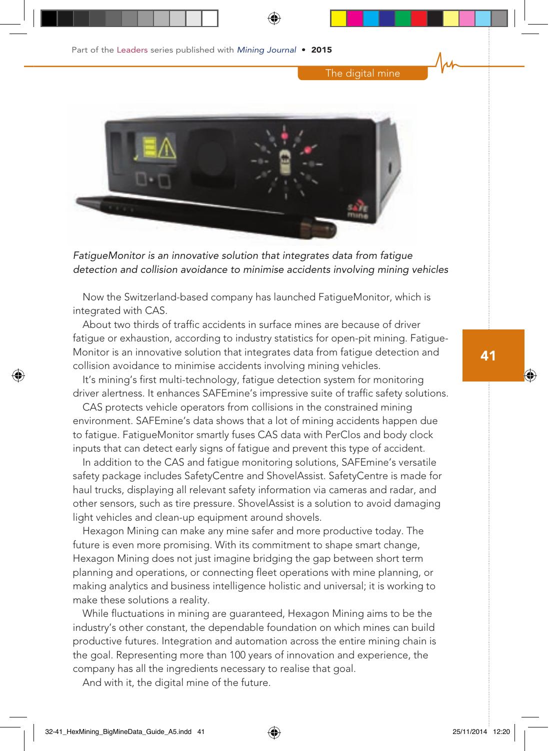*FatigueMonitor is an innovative solution that integrates data from fatigue detection and collision avoidance to minimise accidents involving mining vehicles*

Now the Switzerland-based company has launched FatigueMonitor, which is integrated with CAS.

About two thirds of traffic accidents in surface mines are because of driver fatigue or exhaustion, according to industry statistics for open-pit mining. FatigueMonitor is an innovative solution that integrates data from fatigue detection and collision avoidance to minimise accidents involving mining vehicles.

It's mining's first multi-technology, fatigue detection system for monitoring driver alertness. It enhances SAFEmine's impressive suite of traffic safety solutions.

CAS protects vehicle operators from collisions in the constrained mining environment. SAFEmine's data shows that a lot of mining accidents happen due to fatigue. FatigueMonitor smartly fuses CAS data with PerClos and body clock inputs that can detect early signs of fatigue and prevent this type of accident.

In addition to the CAS and fatigue monitoring solutions, SAFEmine's versatile safety package includes SafetyCentre and ShovelAssist. SafetyCentre is made for haul trucks, displaying all relevant safety information via cameras and radar, and other sensors, such as tire pressure. ShovelAssist is a solution to avoid damaging light vehicles and clean-up equipment around shovels.

Hexagon Mining can make any mine safer and more productive today. The future is even more promising. With its commitment to shape smart change, Hexagon Mining does not just imagine bridging the gap between short term planning and operations, or connecting fleet operations with mine planning, or making analytics and business intelligence holistic and universal; it is working to make these solutions a reality.

While fluctuations in mining are guaranteed, Hexagon Mining aims to be the industry's other constant, the dependable foundation on which mines can build productive futures. Integration and automation across the entire mining chain is the goal. Representing more than 100 years of innovation and experience, the company has all the ingredients necessary to realise that goal.

And with it, the digital mine of the future.